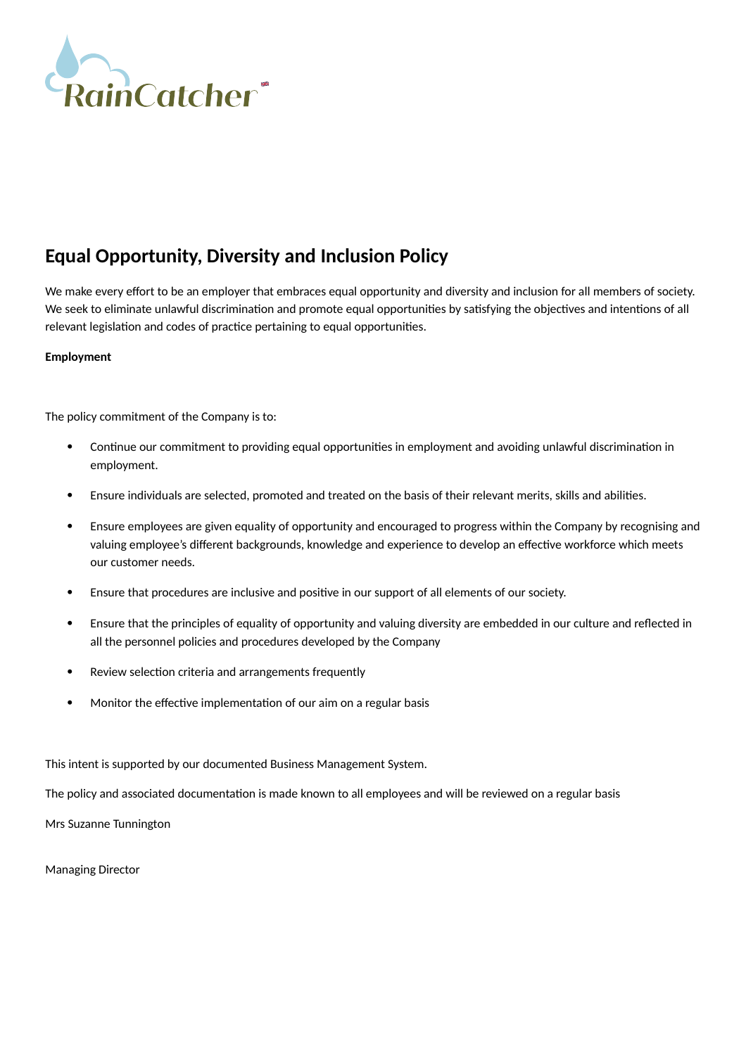RainCatcher

# Equal Opportunity, Diversity and Inclusion Policy

We make every effort to be an employer that embraces equal opportunity and diversity and inclusion for all members of society. We seek to eliminate unlawful discrimination and promote equal opportunities by satisfying the objectives and intentions of all relevant legislation and codes of practice pertaining to equal opportunities.

**Employment**

The policy commitment of the Company is to:

- Continue our commitment to providing equal opportunities in employment and avoiding unlawful discrimination in employment.
- Ensure individuals are selected, promoted and treated on the basis of their relevant merits, skills and abilities.
- Ensure employees are given equality of opportunity and encouraged to progress within the Company by recognising and valuing employee's different backgrounds, knowledge and experience to develop an effective workforce which meets our customer needs.
- Ensure that procedures are inclusive and positive in our support of all elements of our society.
- Ensure that the principles of equality of opportunity and valuing diversity are embedded in our culture and reflected in all the personnel policies and procedures developed by the Company
- Review selection criteria and arrangements frequently
- Monitor the effective implementation of our aim on a regular basis

This intent is supported by our documented Business Management System.

The policy and associated documentation is made known to all employees and will be reviewed on a regular basis

Mrs Suzanne Tunnington

Managing Director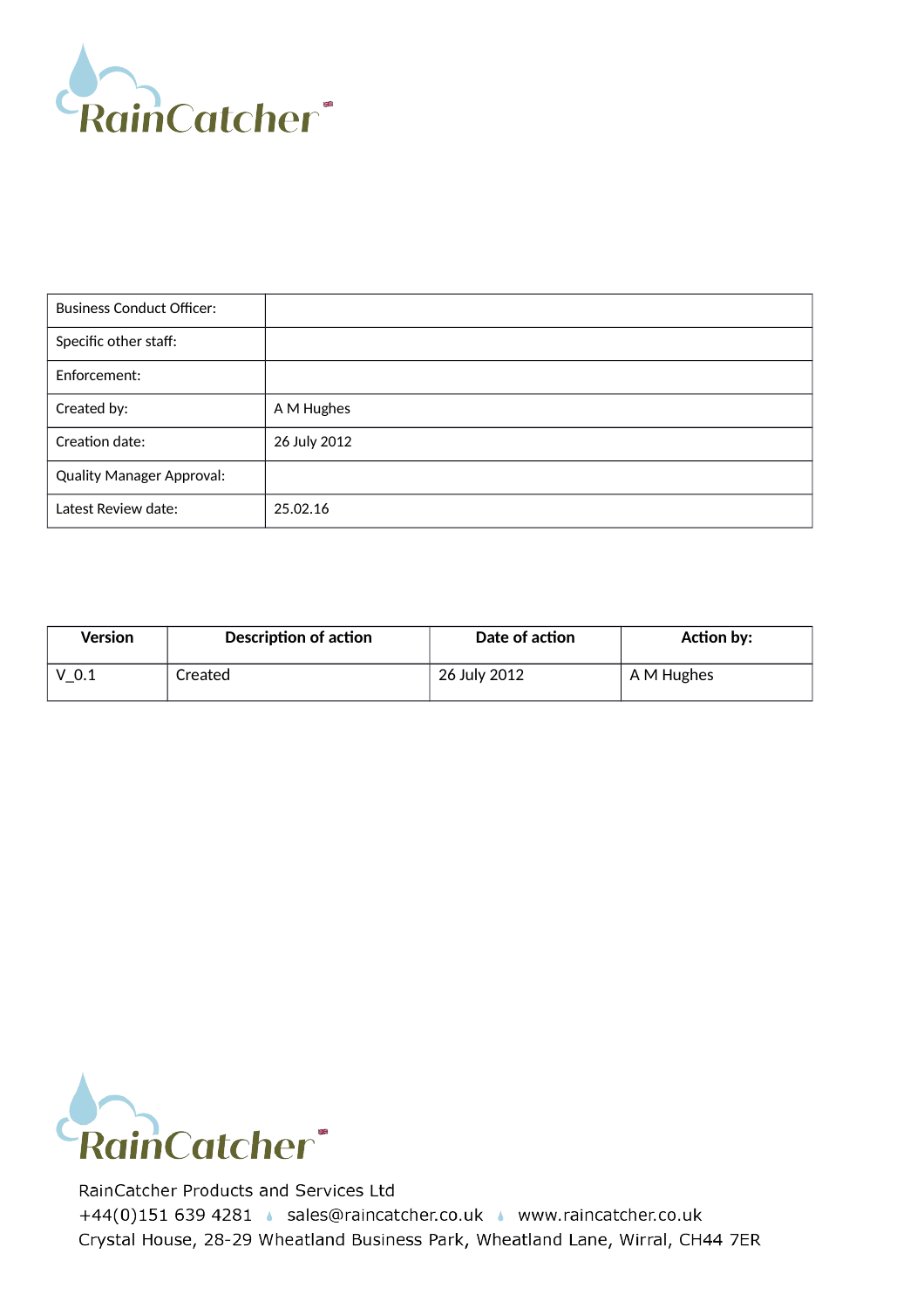RainCatcher

| | |
|---|---|
| Business Conduct Officer: | |
| Specific other staff: | |
| Enforcement: | |
| Created by: | A M Hughes |
| Creation date: | 26 July 2012 |
| Quality Manager Approval: | |
| Latest Review date: | 25.02.16 |

| Version | Description of action | Date of action | Action by: |
|---|---|---|---|
| V_0.1 | Created | 26 July 2012 | A M Hughes |

RainCatcher

RainCatcher Products and Services Ltd
+44(0)151 639 4281 sales@raincatcher.co.uk www.raincatcher.co.uk
Crystal House, 28-29 Wheatland Business Park, Wheatland Lane, Wirral, CH44 7ER